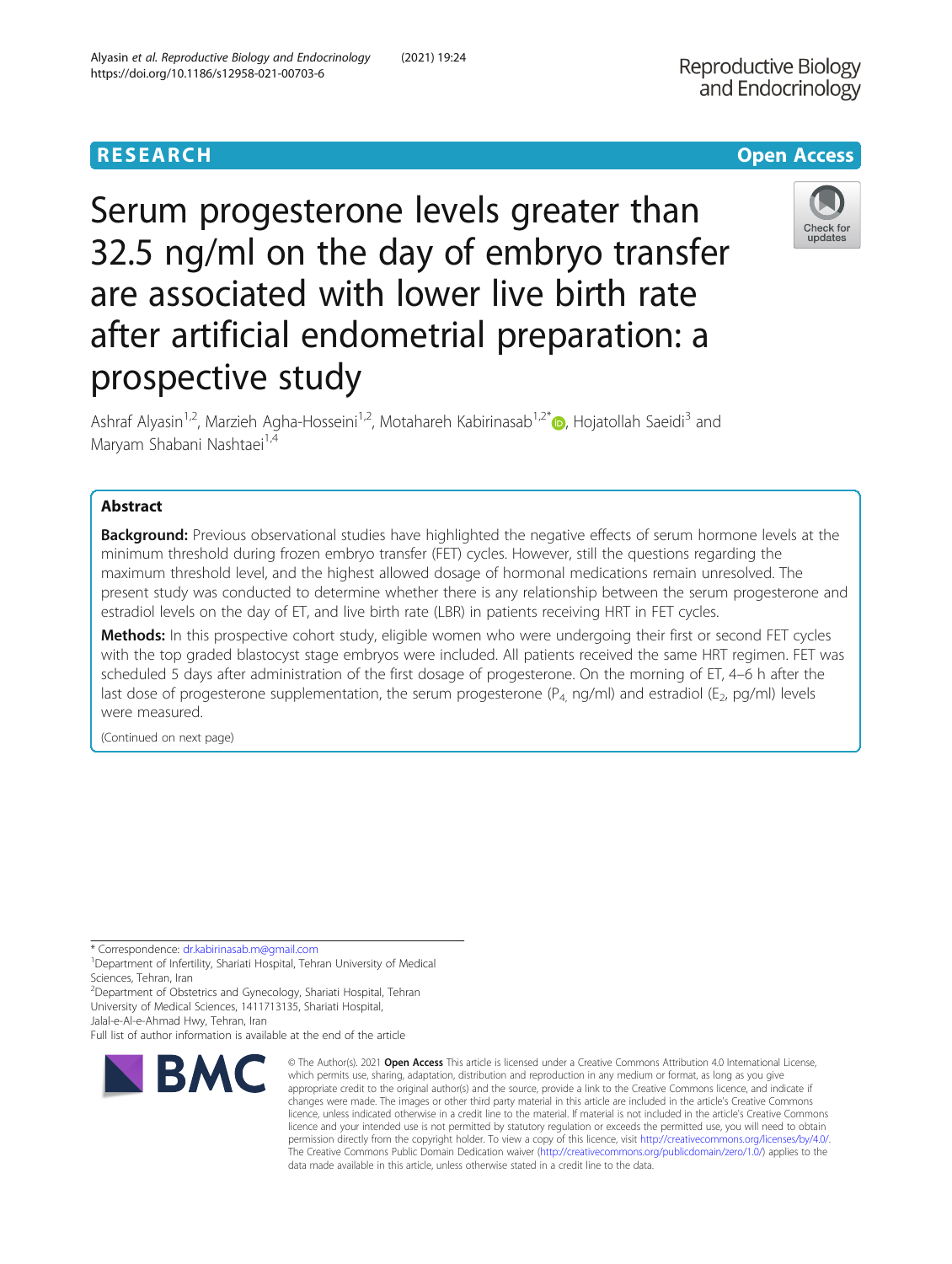RESEARCH Open Access

# Serum progesterone levels greater than 32.5 ng/ml on the day of embryo transfer are associated with lower live birth rate after artificial endometrial preparation: a prospective study

Ashraf Alyasin[1,2], Marzieh Agha-Hosseini[1,2], Motahareh Kabirinasab[1,2*], Hojatollah Saeidi[3] and Maryam Shabani Nashtaei[1,4]

## Abstract

**Background:** Previous observational studies have highlighted the negative effects of serum hormone levels at the minimum threshold during frozen embryo transfer (FET) cycles. However, still the questions regarding the maximum threshold level, and the highest allowed dosage of hormonal medications remain unresolved. The present study was conducted to determine whether there is any relationship between the serum progesterone and estradiol levels on the day of ET, and live birth rate (LBR) in patients receiving HRT in FET cycles.

**Methods:** In this prospective cohort study, eligible women who were undergoing their first or second FET cycles with the top graded blastocyst stage embryos were included. All patients received the same HRT regimen. FET was scheduled 5 days after administration of the first dosage of progesterone. On the morning of ET, 4–6 h after the last dose of progesterone supplementation, the serum progesterone ($P_4$, ng/ml) and estradiol ($E_2$, pg/ml) levels were measured.

(Continued on next page)

\* Correspondence: dr.kabirinasab.m@gmail.com
[1]Department of Infertility, Shariati Hospital, Tehran University of Medical Sciences, Tehran, Iran
[2]Department of Obstetrics and Gynecology, Shariati Hospital, Tehran University of Medical Sciences, 1411713135, Shariati Hospital, Jalal-e-Al-e-Ahmad Hwy, Tehran, Iran
Full list of author information is available at the end of the article

© The Author(s). 2021 **Open Access** This article is licensed under a Creative Commons Attribution 4.0 International License, which permits use, sharing, adaptation, distribution and reproduction in any medium or format, as long as you give appropriate credit to the original author(s) and the source, provide a link to the Creative Commons licence, and indicate if changes were made. The images or other third party material in this article are included in the article's Creative Commons licence, unless indicated otherwise in a credit line to the material. If material is not included in the article's Creative Commons licence and your intended use is not permitted by statutory regulation or exceeds the permitted use, you will need to obtain permission directly from the copyright holder. To view a copy of this licence, visit http://creativecommons.org/licenses/by/4.0/. The Creative Commons Public Domain Dedication waiver (http://creativecommons.org/publicdomain/zero/1.0/) applies to the data made available in this article, unless otherwise stated in a credit line to the data.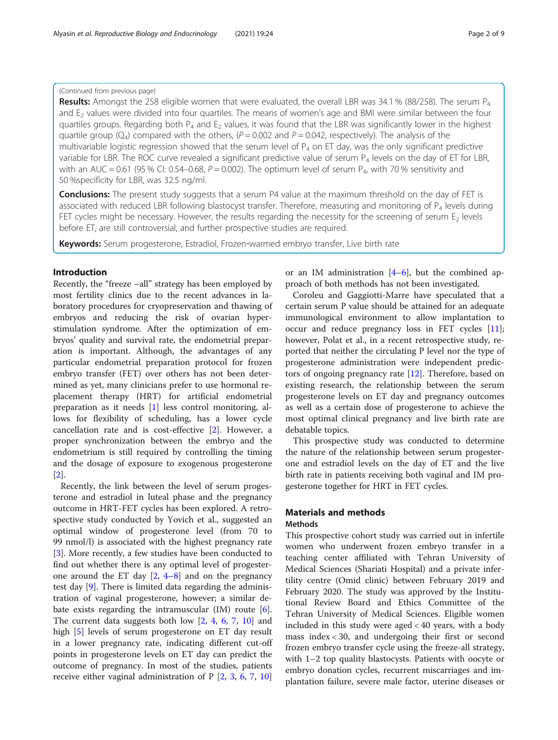(Continued from previous page)

**Results:** Amongst the 258 eligible women that were evaluated, the overall LBR was 34.1 % (88/258). The serum $P_4$ and $E_2$ values were divided into four quartiles. The means of women's age and BMI were similar between the four quartiles groups. Regarding both $P_4$ and $E_2$ values, it was found that the LBR was significantly lower in the highest quartile group ($Q_4$) compared with the others, ($P = 0.002$ and $P = 0.042$, respectively). The analysis of the multivariable logistic regression showed that the serum level of $P_4$ on ET day, was the only significant predictive variable for LBR. The ROC curve revealed a significant predictive value of serum $P_4$ levels on the day of ET for LBR, with an AUC = 0.61 (95 % CI: 0.54–0.68, $P = 0.002$). The optimum level of serum $P_4$, with 70 % sensitivity and 50 %specificity for LBR, was 32.5 ng/ml.

**Conclusions:** The present study suggests that a serum P4 value at the maximum threshold on the day of FET is associated with reduced LBR following blastocyst transfer. Therefore, measuring and monitoring of $P_4$ levels during FET cycles might be necessary. However, the results regarding the necessity for the screening of serum $E_2$ levels before ET, are still controversial, and further prospective studies are required.

**Keywords:** Serum progesterone, Estradiol, Frozen-warmed embryo transfer, Live birth rate

## Introduction

Recently, the "freeze –all" strategy has been employed by most fertility clinics due to the recent advances in laboratory procedures for cryopreservation and thawing of embryos and reducing the risk of ovarian hyperstimulation syndrome. After the optimization of embryos' quality and survival rate, the endometrial preparation is important. Although, the advantages of any particular endometrial preparation protocol for frozen embryo transfer (FET) over others has not been determined as yet, many clinicians prefer to use hormonal replacement therapy (HRT) for artificial endometrial preparation as it needs [1] less control monitoring, allows for flexibility of scheduling, has a lower cycle cancellation rate and is cost-effective [2]. However, a proper synchronization between the embryo and the endometrium is still required by controlling the timing and the dosage of exposure to exogenous progesterone [2].

Recently, the link between the level of serum progesterone and estradiol in luteal phase and the pregnancy outcome in HRT-FET cycles has been explored. A retrospective study conducted by Yovich et al., suggested an optimal window of progesterone level (from 70 to 99 nmol/l) is associated with the highest pregnancy rate [3]. More recently, a few studies have been conducted to find out whether there is any optimal level of progesterone around the ET day [2, 4–8] and on the pregnancy test day [9]. There is limited data regarding the administration of vaginal progesterone, however; a similar debate exists regarding the intramuscular (IM) route [6]. The current data suggests both low [2, 4, 6, 7, 10] and high [5] levels of serum progesterone on ET day result in a lower pregnancy rate, indicating different cut-off points in progesterone levels on ET day can predict the outcome of pregnancy. In most of the studies, patients receive either vaginal administration of P [2, 3, 6, 7, 10] or an IM administration [4–6], but the combined approach of both methods has not been investigated.

Coroleu and Gaggiotti-Marre have speculated that a certain serum P value should be attained for an adequate immunological environment to allow implantation to occur and reduce pregnancy loss in FET cycles [11]; however, Polat et al., in a recent retrospective study, reported that neither the circulating P level nor the type of progesterone administration were independent predictors of ongoing pregnancy rate [12]. Therefore, based on existing research, the relationship between the serum progesterone levels on ET day and pregnancy outcomes as well as a certain dose of progesterone to achieve the most optimal clinical pregnancy and live birth rate are debatable topics.

This prospective study was conducted to determine the nature of the relationship between serum progesterone and estradiol levels on the day of ET and the live birth rate in patients receiving both vaginal and IM progesterone together for HRT in FET cycles.

## Materials and methods

### Methods

This prospective cohort study was carried out in infertile women who underwent frozen embryo transfer in a teaching center affiliated with Tehran University of Medical Sciences (Shariati Hospital) and a private infertility centre (Omid clinic) between February 2019 and February 2020. The study was approved by the Institutional Review Board and Ethics Committee of the Tehran University of Medical Sciences. Eligible women included in this study were aged < 40 years, with a body mass index < 30, and undergoing their first or second frozen embryo transfer cycle using the freeze-all strategy, with 1–2 top quality blastocysts. Patients with oocyte or embryo donation cycles, recurrent miscarriages and implantation failure, severe male factor, uterine diseases or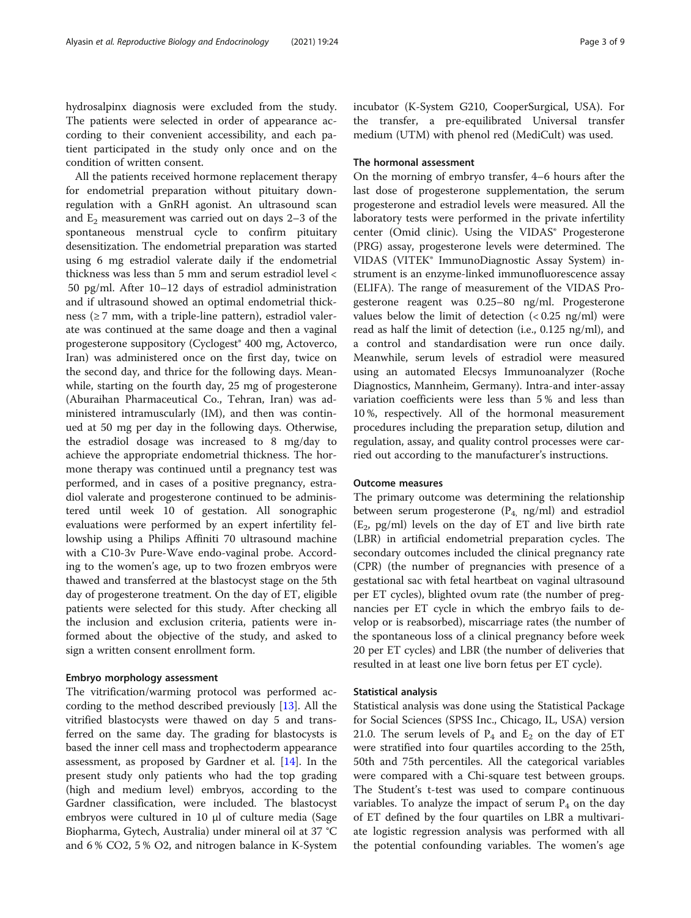hydrosalpinx diagnosis were excluded from the study. The patients were selected in order of appearance according to their convenient accessibility, and each patient participated in the study only once and on the condition of written consent.

All the patients received hormone replacement therapy for endometrial preparation without pituitary downregulation with a GnRH agonist. An ultrasound scan and $E_2$ measurement was carried out on days 2–3 of the spontaneous menstrual cycle to confirm pituitary desensitization. The endometrial preparation was started using 6 mg estradiol valerate daily if the endometrial thickness was less than 5 mm and serum estradiol level < 50 pg/ml. After 10–12 days of estradiol administration and if ultrasound showed an optimal endometrial thickness (≥ 7 mm, with a triple-line pattern), estradiol valerate was continued at the same doage and then a vaginal progesterone suppository (Cyclogest® 400 mg, Actoverco, Iran) was administered once on the first day, twice on the second day, and thrice for the following days. Meanwhile, starting on the fourth day, 25 mg of progesterone (Aburaihan Pharmaceutical Co., Tehran, Iran) was administered intramuscularly (IM), and then was continued at 50 mg per day in the following days. Otherwise, the estradiol dosage was increased to 8 mg/day to achieve the appropriate endometrial thickness. The hormone therapy was continued until a pregnancy test was performed, and in cases of a positive pregnancy, estradiol valerate and progesterone continued to be administered until week 10 of gestation. All sonographic evaluations were performed by an expert infertility fellowship using a Philips Affiniti 70 ultrasound machine with a C10-3v Pure-Wave endo-vaginal probe. According to the women's age, up to two frozen embryos were thawed and transferred at the blastocyst stage on the 5th day of progesterone treatment. On the day of ET, eligible patients were selected for this study. After checking all the inclusion and exclusion criteria, patients were informed about the objective of the study, and asked to sign a written consent enrollment form.

#### Embryo morphology assessment

The vitrification/warming protocol was performed according to the method described previously [13]. All the vitrified blastocysts were thawed on day 5 and transferred on the same day. The grading for blastocysts is based the inner cell mass and trophectoderm appearance assessment, as proposed by Gardner et al. [14]. In the present study only patients who had the top grading (high and medium level) embryos, according to the Gardner classification, were included. The blastocyst embryos were cultured in 10 µl of culture media (Sage Biopharma, Gytech, Australia) under mineral oil at 37 °C and 6 % $CO_2$, 5 % $O_2$, and nitrogen balance in K-System incubator (K-System G210, CooperSurgical, USA). For the transfer, a pre-equilibrated Universal transfer medium (UTM) with phenol red (MediCult) was used.

#### The hormonal assessment

On the morning of embryo transfer, 4–6 hours after the last dose of progesterone supplementation, the serum progesterone and estradiol levels were measured. All the laboratory tests were performed in the private infertility center (Omid clinic). Using the VIDAS® Progesterone (PRG) assay, progesterone levels were determined. The VIDAS (VITEK® ImmunoDiagnostic Assay System) instrument is an enzyme-linked immunofluorescence assay (ELIFA). The range of measurement of the VIDAS Progesterone reagent was 0.25–80 ng/ml. Progesterone values below the limit of detection (< 0.25 ng/ml) were read as half the limit of detection (i.e., 0.125 ng/ml), and a control and standardisation were run once daily. Meanwhile, serum levels of estradiol were measured using an automated Elecsys Immunoanalyzer (Roche Diagnostics, Mannheim, Germany). Intra-and inter-assay variation coefficients were less than 5 % and less than 10 %, respectively. All of the hormonal measurement procedures including the preparation setup, dilution and regulation, assay, and quality control processes were carried out according to the manufacturer's instructions.

#### Outcome measures

The primary outcome was determining the relationship between serum progesterone ($P_4$, ng/ml) and estradiol ($E_2$, pg/ml) levels on the day of ET and live birth rate (LBR) in artificial endometrial preparation cycles. The secondary outcomes included the clinical pregnancy rate (CPR) (the number of pregnancies with presence of a gestational sac with fetal heartbeat on vaginal ultrasound per ET cycles), blighted ovum rate (the number of pregnancies per ET cycle in which the embryo fails to develop or is reabsorbed), miscarriage rates (the number of the spontaneous loss of a clinical pregnancy before week 20 per ET cycles) and LBR (the number of deliveries that resulted in at least one live born fetus per ET cycle).

#### Statistical analysis

Statistical analysis was done using the Statistical Package for Social Sciences (SPSS Inc., Chicago, IL, USA) version 21.0. The serum levels of $P_4$ and $E_2$ on the day of ET were stratified into four quartiles according to the 25th, 50th and 75th percentiles. All the categorical variables were compared with a Chi-square test between groups. The Student's t-test was used to compare continuous variables. To analyze the impact of serum $P_4$ on the day of ET defined by the four quartiles on LBR a multivariate logistic regression analysis was performed with all the potential confounding variables. The women's age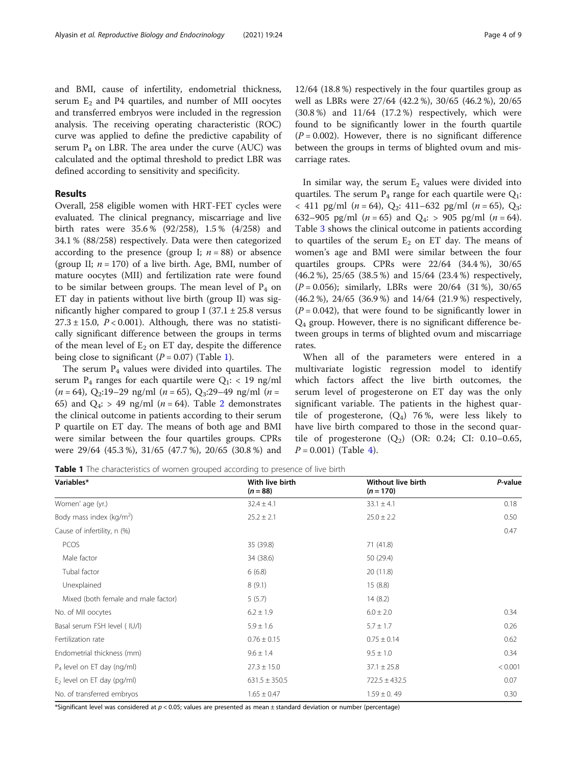and BMI, cause of infertility, endometrial thickness, serum $E_2$ and P4 quartiles, and number of MII oocytes and transferred embryos were included in the regression analysis. The receiving operating characteristic (ROC) curve was applied to define the predictive capability of serum $P_4$ on LBR. The area under the curve (AUC) was calculated and the optimal threshold to predict LBR was defined according to sensitivity and specificity.

## Results

Overall, 258 eligible women with HRT-FET cycles were evaluated. The clinical pregnancy, miscarriage and live birth rates were 35.6 % (92/258), 1.5 % (4/258) and 34.1 % (88/258) respectively. Data were then categorized according to the presence (group I; $n = 88$) or absence (group II; $n = 170$) of a live birth. Age, BMI, number of mature oocytes (MII) and fertilization rate were found to be similar between groups. The mean level of $P_4$ on ET day in patients without live birth (group II) was significantly higher compared to group I ($37.1 \pm 25.8$ versus $27.3 \pm 15.0$, $P < 0.001$). Although, there was no statistically significant difference between the groups in terms of the mean level of $E_2$ on ET day, despite the difference being close to significant ($P = 0.07$) (Table 1).

The serum $P_4$ values were divided into quartiles. The serum $P_4$ ranges for each quartile were $Q_1$: < 19 ng/ml ($n = 64$), $Q_2$:19–29 ng/ml ($n = 65$), $Q_3$:29–49 ng/ml ($n = 65$) and $Q_4$: > 49 ng/ml ($n = 64$). Table 2 demonstrates the clinical outcome in patients according to their serum P quartile on ET day. The means of both age and BMI were similar between the four quartiles groups. CPRs were 29/64 (45.3 %), 31/65 (47.7 %), 20/65 (30.8 %) and 12/64 (18.8 %) respectively in the four quartiles group as well as LBRs were 27/64 (42.2 %), 30/65 (46.2 %), 20/65 (30.8 %) and 11/64 (17.2 %) respectively, which were found to be significantly lower in the fourth quartile ($P = 0.002$). However, there is no significant difference between the groups in terms of blighted ovum and miscarriage rates.

In similar way, the serum $E_2$ values were divided into quartiles. The serum $P_4$ range for each quartile were $Q_1$: < 411 pg/ml ($n = 64$), $Q_2$: 411–632 pg/ml ($n = 65$), $Q_3$: 632–905 pg/ml ($n = 65$) and $Q_4$: > 905 pg/ml ($n = 64$). Table 3 shows the clinical outcome in patients according to quartiles of the serum $E_2$ on ET day. The means of women's age and BMI were similar between the four quartiles groups. CPRs were 22/64 (34.4 %), 30/65 (46.2 %), 25/65 (38.5 %) and 15/64 (23.4 %) respectively, ($P = 0.056$); similarly, LBRs were 20/64 (31 %), 30/65 (46.2 %), 24/65 (36.9 %) and 14/64 (21.9 %) respectively, ($P = 0.042$), that were found to be significantly lower in $Q_4$ group. However, there is no significant difference between groups in terms of blighted ovum and miscarriage rates.

When all of the parameters were entered in a multivariate logistic regression model to identify which factors affect the live birth outcomes, the serum level of progesterone on ET day was the only significant variable. The patients in the highest quartile of progesterone, ($Q_4$) 76 %, were less likely to have live birth compared to those in the second quartile of progesterone ($Q_2$) (OR: 0.24; CI: 0.10–0.65, $P = 0.001$) (Table 4).

**Table 1** The characteristics of women grouped according to presence of live birth

| Variables* | With live birth ($n = 88$) | Without live birth ($n = 170$) | *P*-value |
|---|---|---|---|
| Women' age (yr.) | $32.4 \pm 4.1$ | $33.1 \pm 4.1$ | 0.18 |
| Body mass index (kg/m$^2$) | $25.2 \pm 2.1$ | $25.0 \pm 2.2$ | 0.50 |
| Cause of infertility, n (%) | | | 0.47 |
| PCOS | 35 (39.8) | 71 (41.8) | |
| Male factor | 34 (38.6) | 50 (29.4) | |
| Tubal factor | 6 (6.8) | 20 (11.8) | |
| Unexplained | 8 (9.1) | 15 (8.8) | |
| Mixed (both female and male factor) | 5 (5.7) | 14 (8.2) | |
| No. of MII oocytes | $6.2 \pm 1.9$ | $6.0 \pm 2.0$ | 0.34 |
| Basal serum FSH level ( IU/l) | $5.9 \pm 1.6$ | $5.7 \pm 1.7$ | 0.26 |
| Fertilization rate | $0.76 \pm 0.15$ | $0.75 \pm 0.14$ | 0.62 |
| Endometrial thickness (mm) | $9.6 \pm 1.4$ | $9.5 \pm 1.0$ | 0.34 |
| $P_4$ level on ET day (ng/ml) | $27.3 \pm 15.0$ | $37.1 \pm 25.8$ | < 0.001 |
| $E_2$ level on ET day (pg/ml) | $631.5 \pm 350.5$ | $722.5 \pm 432.5$ | 0.07 |
| No. of transferred embryos | $1.65 \pm 0.47$ | $1.59 \pm 0.49$ | 0.30 |

*Significant level was considered at $p < 0.05$; values are presented as mean ± standard deviation or number (percentage)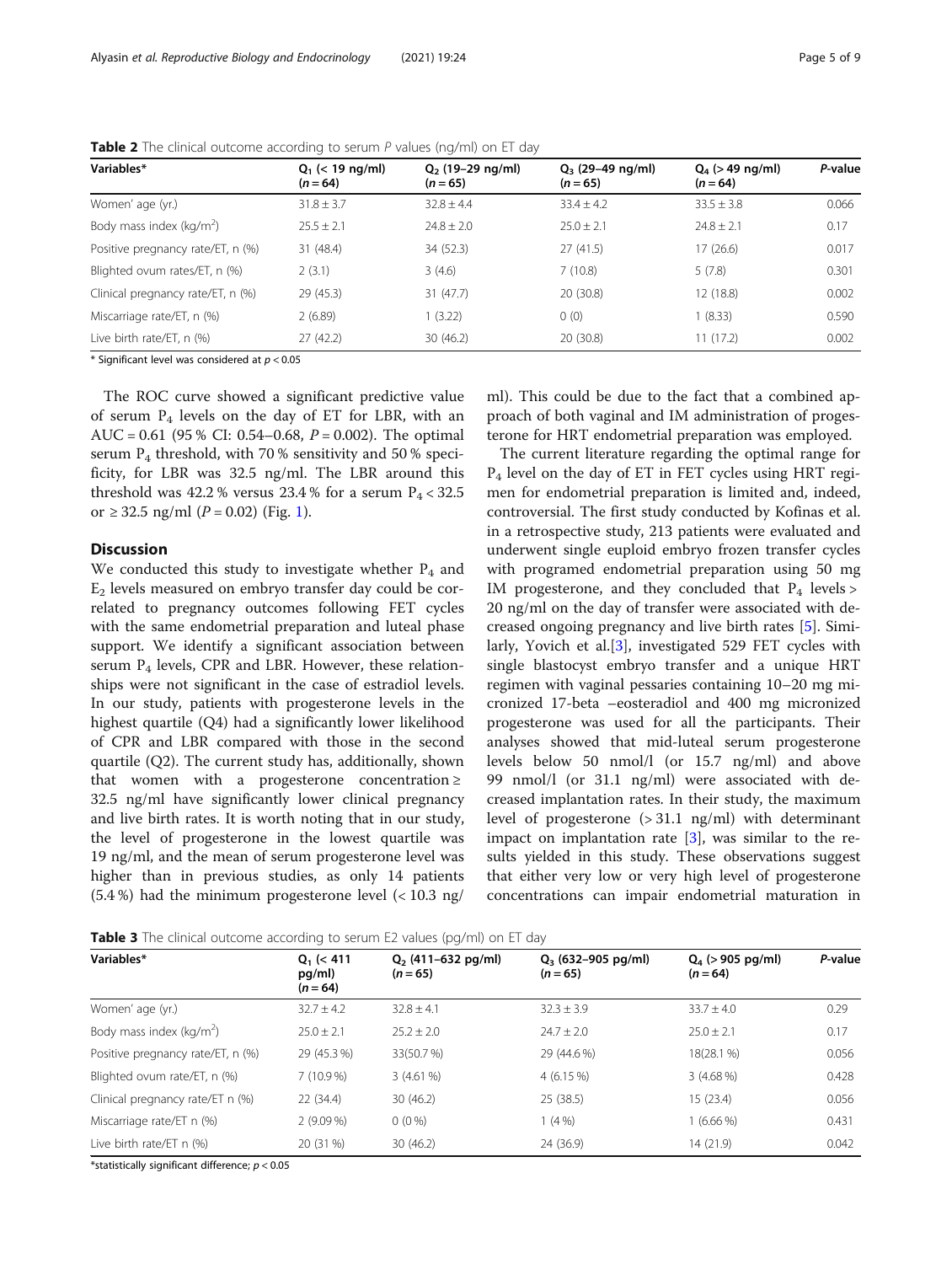**Table 2** The clinical outcome according to serum P values (ng/ml) on ET day

| Variables* | $Q_1$ (< 19 ng/ml) ($n = 64$) | $Q_2$ (19–29 ng/ml) ($n = 65$) | $Q_3$ (29–49 ng/ml) ($n = 65$) | $Q_4$ (> 49 ng/ml) ($n = 64$) | P-value |
|---|---|---|---|---|---|
| Women' age (yr.) | 31.8 ± 3.7 | 32.8 ± 4.4 | 33.4 ± 4.2 | 33.5 ± 3.8 | 0.066 |
| Body mass index (kg/m$^2$) | 25.5 ± 2.1 | 24.8 ± 2.0 | 25.0 ± 2.1 | 24.8 ± 2.1 | 0.17 |
| Positive pregnancy rate/ET, n (%) | 31 (48.4) | 34 (52.3) | 27 (41.5) | 17 (26.6) | 0.017 |
| Blighted ovum rates/ET, n (%) | 2 (3.1) | 3 (4.6) | 7 (10.8) | 5 (7.8) | 0.301 |
| Clinical pregnancy rate/ET, n (%) | 29 (45.3) | 31 (47.7) | 20 (30.8) | 12 (18.8) | 0.002 |
| Miscarriage rate/ET, n (%) | 2 (6.89) | 1 (3.22) | 0 (0) | 1 (8.33) | 0.590 |
| Live birth rate/ET, n (%) | 27 (42.2) | 30 (46.2) | 20 (30.8) | 11 (17.2) | 0.002 |

* Significant level was considered at $p < 0.05$

The ROC curve showed a significant predictive value of serum $P_4$ levels on the day of ET for LBR, with an AUC = 0.61 (95 % CI: 0.54–0.68, $P = 0.002$). The optimal serum $P_4$ threshold, with 70 % sensitivity and 50 % specificity, for LBR was 32.5 ng/ml. The LBR around this threshold was 42.2 % versus 23.4 % for a serum $P_4 < 32.5$ or $\geq 32.5$ ng/ml ($P = 0.02$) (Fig. 1).

## Discussion

We conducted this study to investigate whether $P_4$ and $E_2$ levels measured on embryo transfer day could be correlated to pregnancy outcomes following FET cycles with the same endometrial preparation and luteal phase support. We identify a significant association between serum $P_4$ levels, CPR and LBR. However, these relationships were not significant in the case of estradiol levels. In our study, patients with progesterone levels in the highest quartile (Q4) had a significantly lower likelihood of CPR and LBR compared with those in the second quartile (Q2). The current study has, additionally, shown that women with a progesterone concentration ≥ 32.5 ng/ml have significantly lower clinical pregnancy and live birth rates. It is worth noting that in our study, the level of progesterone in the lowest quartile was 19 ng/ml, and the mean of serum progesterone level was higher than in previous studies, as only 14 patients (5.4 %) had the minimum progesterone level (< 10.3 ng/ml). This could be due to the fact that a combined approach of both vaginal and IM administration of progesterone for HRT endometrial preparation was employed.

The current literature regarding the optimal range for $P_4$ level on the day of ET in FET cycles using HRT regimen for endometrial preparation is limited and, indeed, controversial. The first study conducted by Kofinas et al. in a retrospective study, 213 patients were evaluated and underwent single euploid embryo frozen transfer cycles with programed endometrial preparation using 50 mg IM progesterone, and they concluded that $P_4$ levels > 20 ng/ml on the day of transfer were associated with decreased ongoing pregnancy and live birth rates [5]. Similarly, Yovich et al.[3], investigated 529 FET cycles with single blastocyst embryo transfer and a unique HRT regimen with vaginal pessaries containing 10–20 mg micronized 17-beta –eosteradiol and 400 mg micronized progesterone was used for all the participants. Their analyses showed that mid-luteal serum progesterone levels below 50 nmol/l (or 15.7 ng/ml) and above 99 nmol/l (or 31.1 ng/ml) were associated with decreased implantation rates. In their study, the maximum level of progesterone (> 31.1 ng/ml) with determinant impact on implantation rate [3], was similar to the results yielded in this study. These observations suggest that either very low or very high level of progesterone concentrations can impair endometrial maturation in

**Table 3** The clinical outcome according to serum E2 values (pg/ml) on ET day

| Variables* | $Q_1$ (< 411 pg/ml) ($n = 64$) | $Q_2$ (411–632 pg/ml) ($n = 65$) | $Q_3$ (632–905 pg/ml) ($n = 65$) | $Q_4$ (> 905 pg/ml) ($n = 64$) | P-value |
|---|---|---|---|---|---|
| Women' age (yr.) | 32.7 ± 4.2 | 32.8 ± 4.1 | 32.3 ± 3.9 | 33.7 ± 4.0 | 0.29 |
| Body mass index (kg/m$^2$) | 25.0 ± 2.1 | 25.2 ± 2.0 | 24.7 ± 2.0 | 25.0 ± 2.1 | 0.17 |
| Positive pregnancy rate/ET, n (%) | 29 (45.3 %) | 33(50.7 %) | 29 (44.6 %) | 18(28.1 %) | 0.056 |
| Blighted ovum rate/ET, n (%) | 7 (10.9 %) | 3 (4.61 %) | 4 (6.15 %) | 3 (4.68 %) | 0.428 |
| Clinical pregnancy rate/ET n (%) | 22 (34.4) | 30 (46.2) | 25 (38.5) | 15 (23.4) | 0.056 |
| Miscarriage rate/ET n (%) | 2 (9.09 %) | 0 (0 %) | 1 (4 %) | 1 (6.66 %) | 0.431 |
| Live birth rate/ET n (%) | 20 (31 %) | 30 (46.2) | 24 (36.9) | 14 (21.9) | 0.042 |

*statistically significant difference; $p < 0.05$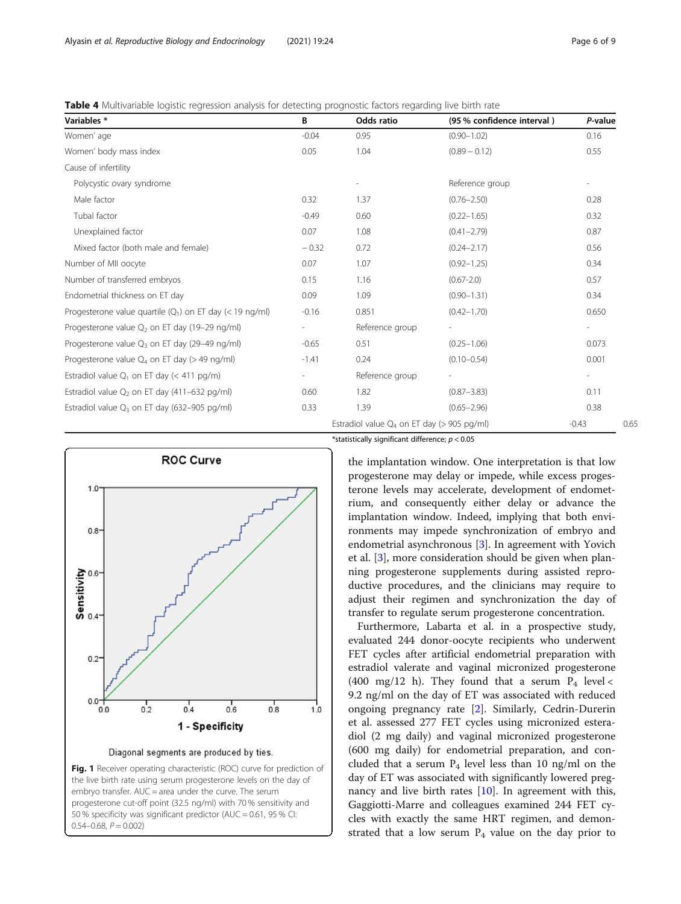**Table 4** Multivariable logistic regression analysis for detecting prognostic factors regarding live birth rate

| Variables * | B | Odds ratio | (95 % confidence interval ) | P-value |
|---|---|---|---|---|
| Women' age | -0.04 | 0.95 | (0.90–1.02) | 0.16 |
| Women' body mass index | 0.05 | 1.04 | (0.89 – 0.12) | 0.55 |
| Cause of infertility | | | | |
| Polycystic ovary syndrome | | - | Reference group | - |
| Male factor | 0.32 | 1.37 | (0.76–2.50) | 0.28 |
| Tubal factor | -0.49 | 0.60 | (0.22–1.65) | 0.32 |
| Unexplained factor | 0.07 | 1.08 | (0.41–2.79) | 0.87 |
| Mixed factor (both male and female) | − 0.32 | 0.72 | (0.24–2.17) | 0.56 |
| Number of MII oocyte | 0.07 | 1.07 | (0.92–1.25) | 0.34 |
| Number of transferred embryos | 0.15 | 1.16 | (0.67-2.0) | 0.57 |
| Endometrial thickness on ET day | 0.09 | 1.09 | (0.90–1.31) | 0.34 |
| Progesterone value quartile ($Q_1$) on ET day (< 19 ng/ml) | -0.16 | 0.851 | (0.42–1.70) | 0.650 |
| Progesterone value $Q_2$ on ET day (19–29 ng/ml) | - | Reference group | - | - |
| Progesterone value $Q_3$ on ET day (29–49 ng/ml) | -0.65 | 0.51 | (0.25–1.06) | 0.073 |
| Progesterone value $Q_4$ on ET day (> 49 ng/ml) | -1.41 | 0.24 | (0.10–0.54) | 0.001 |
| Estradiol value $Q_1$ on ET day (< 411 pg/m) | - | Reference group | - | - |
| Estradiol value $Q_2$ on ET day (411–632 pg/ml) | 0.60 | 1.82 | (0.87–3.83) | 0.11 |
| Estradiol value $Q_3$ on ET day (632–905 pg/ml) | 0.33 | 1.39 | (0.65–2.96) | 0.38 |
| Estradiol value $Q_4$ on ET day (> 905 pg/ml) | -0.43 | 0.65 | | |

*statistically significant difference; $p < 0.05$

**Fig. 1** Receiver operating characteristic (ROC) curve for prediction of the live birth rate using serum progesterone levels on the day of embryo transfer. AUC = area under the curve. The serum progesterone cut-off point (32.5 ng/ml) with 70 % sensitivity and 50 % specificity was significant predictor (AUC = 0.61, 95 % CI: 0.54–0.68, P = 0.002)

the implantation window. One interpretation is that low progesterone may delay or impede, while excess progesterone levels may accelerate, development of endometrium, and consequently either delay or advance the implantation window. Indeed, implying that both environments may impede synchronization of embryo and endometrial asynchronous [3]. In agreement with Yovich et al. [3], more consideration should be given when planning progesterone supplements during assisted reproductive procedures, and the clinicians may require to adjust their regimen and synchronization the day of transfer to regulate serum progesterone concentration.

Furthermore, Labarta et al. in a prospective study, evaluated 244 donor-oocyte recipients who underwent FET cycles after artificial endometrial preparation with estradiol valerate and vaginal micronized progesterone (400 mg/12 h). They found that a serum $P_4$ level < 9.2 ng/ml on the day of ET was associated with reduced ongoing pregnancy rate [2]. Similarly, Cedrin-Durerin et al. assessed 277 FET cycles using micronized esteradiol (2 mg daily) and vaginal micronized progesterone (600 mg daily) for endometrial preparation, and concluded that a serum $P_4$ level less than 10 ng/ml on the day of ET was associated with significantly lowered pregnancy and live birth rates [10]. In agreement with this, Gaggiotti-Marre and colleagues examined 244 FET cycles with exactly the same HRT regimen, and demonstrated that a low serum $P_4$ value on the day prior to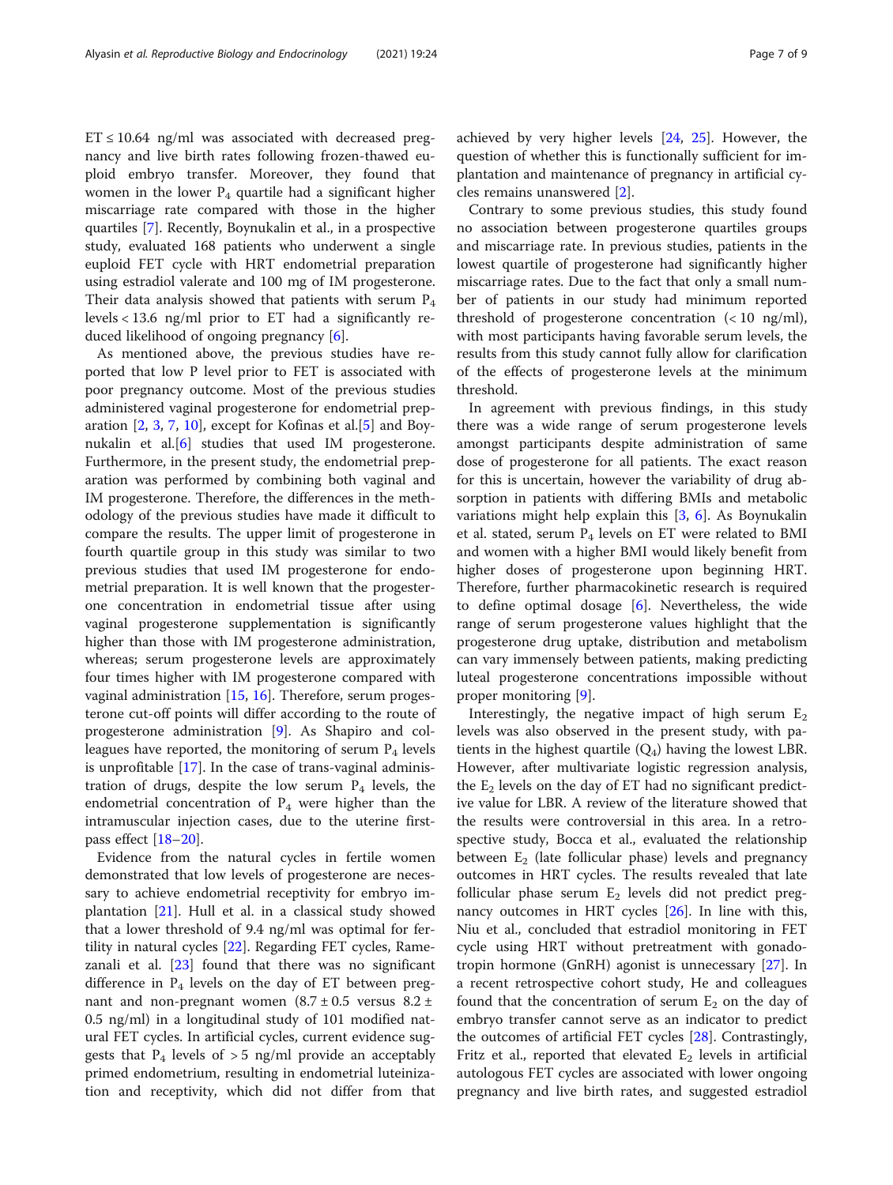ET ≤ 10.64 ng/ml was associated with decreased pregnancy and live birth rates following frozen-thawed euploid embryo transfer. Moreover, they found that women in the lower $P_4$ quartile had a significant higher miscarriage rate compared with those in the higher quartiles [7]. Recently, Boynukalin et al., in a prospective study, evaluated 168 patients who underwent a single euploid FET cycle with HRT endometrial preparation using estradiol valerate and 100 mg of IM progesterone. Their data analysis showed that patients with serum $P_4$ levels < 13.6 ng/ml prior to ET had a significantly reduced likelihood of ongoing pregnancy [6].

As mentioned above, the previous studies have reported that low P level prior to FET is associated with poor pregnancy outcome. Most of the previous studies administered vaginal progesterone for endometrial preparation [2, 3, 7, 10], except for Kofinas et al.[5] and Boynukalin et al.[6] studies that used IM progesterone. Furthermore, in the present study, the endometrial preparation was performed by combining both vaginal and IM progesterone. Therefore, the differences in the methodology of the previous studies have made it difficult to compare the results. The upper limit of progesterone in fourth quartile group in this study was similar to two previous studies that used IM progesterone for endometrial preparation. It is well known that the progesterone concentration in endometrial tissue after using vaginal progesterone supplementation is significantly higher than those with IM progesterone administration, whereas; serum progesterone levels are approximately four times higher with IM progesterone compared with vaginal administration [15, 16]. Therefore, serum progesterone cut-off points will differ according to the route of progesterone administration [9]. As Shapiro and colleagues have reported, the monitoring of serum $P_4$ levels is unprofitable [17]. In the case of trans-vaginal administration of drugs, despite the low serum $P_4$ levels, the endometrial concentration of $P_4$ were higher than the intramuscular injection cases, due to the uterine first-pass effect [18–20].

Evidence from the natural cycles in fertile women demonstrated that low levels of progesterone are necessary to achieve endometrial receptivity for embryo implantation [21]. Hull et al. in a classical study showed that a lower threshold of 9.4 ng/ml was optimal for fertility in natural cycles [22]. Regarding FET cycles, Ramezanali et al. [23] found that there was no significant difference in $P_4$ levels on the day of ET between pregnant and non-pregnant women ($8.7 \pm 0.5$ versus $8.2 \pm 0.5$ ng/ml) in a longitudinal study of 101 modified natural FET cycles. In artificial cycles, current evidence suggests that $P_4$ levels of > 5 ng/ml provide an acceptably primed endometrium, resulting in endometrial luteinization and receptivity, which did not differ from that achieved by very higher levels [24, 25]. However, the question of whether this is functionally sufficient for implantation and maintenance of pregnancy in artificial cycles remains unanswered [2].

Contrary to some previous studies, this study found no association between progesterone quartiles groups and miscarriage rate. In previous studies, patients in the lowest quartile of progesterone had significantly higher miscarriage rates. Due to the fact that only a small number of patients in our study had minimum reported threshold of progesterone concentration (< 10 ng/ml), with most participants having favorable serum levels, the results from this study cannot fully allow for clarification of the effects of progesterone levels at the minimum threshold.

In agreement with previous findings, in this study there was a wide range of serum progesterone levels amongst participants despite administration of same dose of progesterone for all patients. The exact reason for this is uncertain, however the variability of drug absorption in patients with differing BMIs and metabolic variations might help explain this [3, 6]. As Boynukalin et al. stated, serum $P_4$ levels on ET were related to BMI and women with a higher BMI would likely benefit from higher doses of progesterone upon beginning HRT. Therefore, further pharmacokinetic research is required to define optimal dosage [6]. Nevertheless, the wide range of serum progesterone values highlight that the progesterone drug uptake, distribution and metabolism can vary immensely between patients, making predicting luteal progesterone concentrations impossible without proper monitoring [9].

Interestingly, the negative impact of high serum $E_2$ levels was also observed in the present study, with patients in the highest quartile ($Q_4$) having the lowest LBR. However, after multivariate logistic regression analysis, the $E_2$ levels on the day of ET had no significant predictive value for LBR. A review of the literature showed that the results were controversial in this area. In a retrospective study, Bocca et al., evaluated the relationship between $E_2$ (late follicular phase) levels and pregnancy outcomes in HRT cycles. The results revealed that late follicular phase serum $E_2$ levels did not predict pregnancy outcomes in HRT cycles [26]. In line with this, Niu et al., concluded that estradiol monitoring in FET cycle using HRT without pretreatment with gonadotropin hormone (GnRH) agonist is unnecessary [27]. In a recent retrospective cohort study, He and colleagues found that the concentration of serum $E_2$ on the day of embryo transfer cannot serve as an indicator to predict the outcomes of artificial FET cycles [28]. Contrastingly, Fritz et al., reported that elevated $E_2$ levels in artificial autologous FET cycles are associated with lower ongoing pregnancy and live birth rates, and suggested estradiol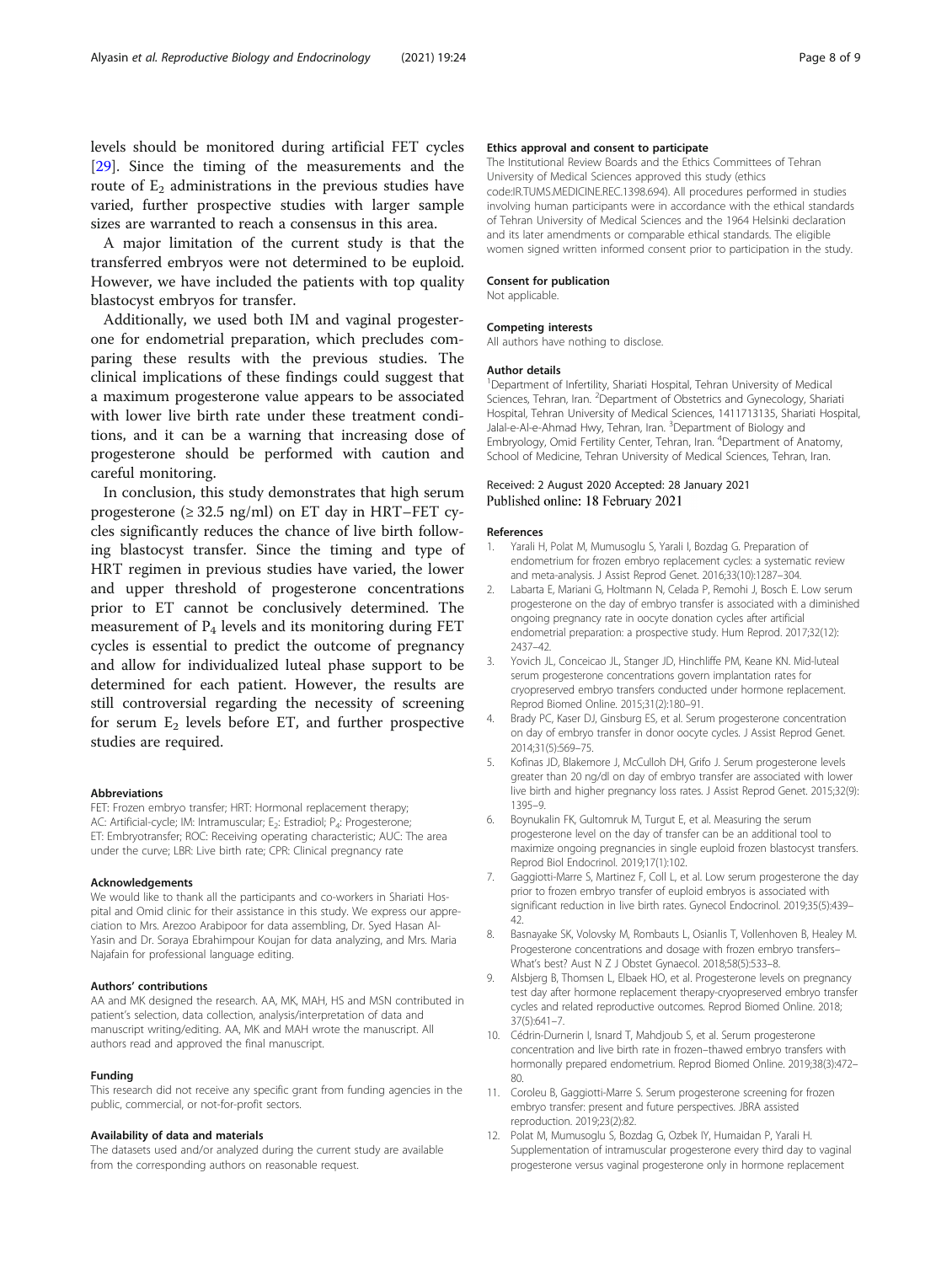levels should be monitored during artificial FET cycles [29]. Since the timing of the measurements and the route of $E_2$ administrations in the previous studies have varied, further prospective studies with larger sample sizes are warranted to reach a consensus in this area.

A major limitation of the current study is that the transferred embryos were not determined to be euploid. However, we have included the patients with top quality blastocyst embryos for transfer.

Additionally, we used both IM and vaginal progesterone for endometrial preparation, which precludes comparing these results with the previous studies. The clinical implications of these findings could suggest that a maximum progesterone value appears to be associated with lower live birth rate under these treatment conditions, and it can be a warning that increasing dose of progesterone should be performed with caution and careful monitoring.

In conclusion, this study demonstrates that high serum progesterone (≥ 32.5 ng/ml) on ET day in HRT–FET cycles significantly reduces the chance of live birth following blastocyst transfer. Since the timing and type of HRT regimen in previous studies have varied, the lower and upper threshold of progesterone concentrations prior to ET cannot be conclusively determined. The measurement of $P_4$ levels and its monitoring during FET cycles is essential to predict the outcome of pregnancy and allow for individualized luteal phase support to be determined for each patient. However, the results are still controversial regarding the necessity of screening for serum $E_2$ levels before ET, and further prospective studies are required.

#### Abbreviations

FET: Frozen embryo transfer; HRT: Hormonal replacement therapy; AC: Artificial-cycle; IM: Intramuscular; $E_2$: Estradiol; $P_4$: Progesterone; ET: Embryotransfer; ROC: Receiving operating characteristic; AUC: The area under the curve; LBR: Live birth rate; CPR: Clinical pregnancy rate

#### Acknowledgements

We would like to thank all the participants and co-workers in Shariati Hospital and Omid clinic for their assistance in this study. We express our appreciation to Mrs. Arezoo Arabipoor for data assembling, Dr. Syed Hasan Al-Yasin and Dr. Soraya Ebrahimpour Koujan for data analyzing, and Mrs. Maria Najafain for professional language editing.

#### Authors' contributions

AA and MK designed the research. AA, MK, MAH, HS and MSN contributed in patient's selection, data collection, analysis/interpretation of data and manuscript writing/editing. AA, MK and MAH wrote the manuscript. All authors read and approved the final manuscript.

#### Funding

This research did not receive any specific grant from funding agencies in the public, commercial, or not-for-profit sectors.

#### Availability of data and materials

The datasets used and/or analyzed during the current study are available from the corresponding authors on reasonable request.

#### Ethics approval and consent to participate

The Institutional Review Boards and the Ethics Committees of Tehran University of Medical Sciences approved this study (ethics code:IR.TUMS.MEDICINE.REC.1398.694). All procedures performed in studies involving human participants were in accordance with the ethical standards of Tehran University of Medical Sciences and the 1964 Helsinki declaration and its later amendments or comparable ethical standards. The eligible women signed written informed consent prior to participation in the study.

#### Consent for publication

Not applicable.

#### Competing interests

All authors have nothing to disclose.

#### Author details

[1]Department of Infertility, Shariati Hospital, Tehran University of Medical Sciences, Tehran, Iran. [2]Department of Obstetrics and Gynecology, Shariati Hospital, Tehran University of Medical Sciences, 1411713135, Shariati Hospital, Jalal-e-Al-e-Ahmad Hwy, Tehran, Iran. [3]Department of Biology and Embryology, Omid Fertility Center, Tehran, Iran. [4]Department of Anatomy, School of Medicine, Tehran University of Medical Sciences, Tehran, Iran.

Received: 2 August 2020 Accepted: 28 January 2021
Published online: 18 February 2021

#### References

1. Yarali H, Polat M, Mumusoglu S, Yarali I, Bozdag G. Preparation of endometrium for frozen embryo replacement cycles: a systematic review and meta-analysis. J Assist Reprod Genet. 2016;33(10):1287–304.
2. Labarta E, Mariani G, Holtmann N, Celada P, Remohi J, Bosch E. Low serum progesterone on the day of embryo transfer is associated with a diminished ongoing pregnancy rate in oocyte donation cycles after artificial endometrial preparation: a prospective study. Hum Reprod. 2017;32(12): 2437–42.
3. Yovich JL, Conceicao JL, Stanger JD, Hinchliffe PM, Keane KN. Mid-luteal serum progesterone concentrations govern implantation rates for cryopreserved embryo transfers conducted under hormone replacement. Reprod Biomed Online. 2015;31(2):180–91.
4. Brady PC, Kaser DJ, Ginsburg ES, et al. Serum progesterone concentration on day of embryo transfer in donor oocyte cycles. J Assist Reprod Genet. 2014;31(5):569–75.
5. Kofinas JD, Blakemore J, McCulloh DH, Grifo J. Serum progesterone levels greater than 20 ng/dl on day of embryo transfer are associated with lower live birth and higher pregnancy loss rates. J Assist Reprod Genet. 2015;32(9): 1395–9.
6. Boynukalin FK, Gultomruk M, Turgut E, et al. Measuring the serum progesterone level on the day of transfer can be an additional tool to maximize ongoing pregnancies in single euploid frozen blastocyst transfers. Reprod Biol Endocrinol. 2019;17(1):102.
7. Gaggiotti-Marre S, Martinez F, Coll L, et al. Low serum progesterone the day prior to frozen embryo transfer of euploid embryos is associated with significant reduction in live birth rates. Gynecol Endocrinol. 2019;35(5):439–42.
8. Basnayake SK, Volovsky M, Rombauts L, Osianlis T, Vollenhoven B, Healey M. Progesterone concentrations and dosage with frozen embryo transfers–What's best? Aust N Z J Obstet Gynaecol. 2018;58(5):533–8.
9. Alsbjerg B, Thomsen L, Elbaek HO, et al. Progesterone levels on pregnancy test day after hormone replacement therapy-cryopreserved embryo transfer cycles and related reproductive outcomes. Reprod Biomed Online. 2018; 37(5):641–7.
10. Cédrin-Durnerin I, Isnard T, Mahdjoub S, et al. Serum progesterone concentration and live birth rate in frozen–thawed embryo transfers with hormonally prepared endometrium. Reprod Biomed Online. 2019;38(3):472–80.
11. Coroleu B, Gaggiotti-Marre S. Serum progesterone screening for frozen embryo transfer: present and future perspectives. JBRA assisted reproduction. 2019;23(2):82.
12. Polat M, Mumusoglu S, Bozdag G, Ozbek IY, Humaidan P, Yarali H. Supplementation of intramuscular progesterone every third day to vaginal progesterone versus vaginal progesterone only in hormone replacement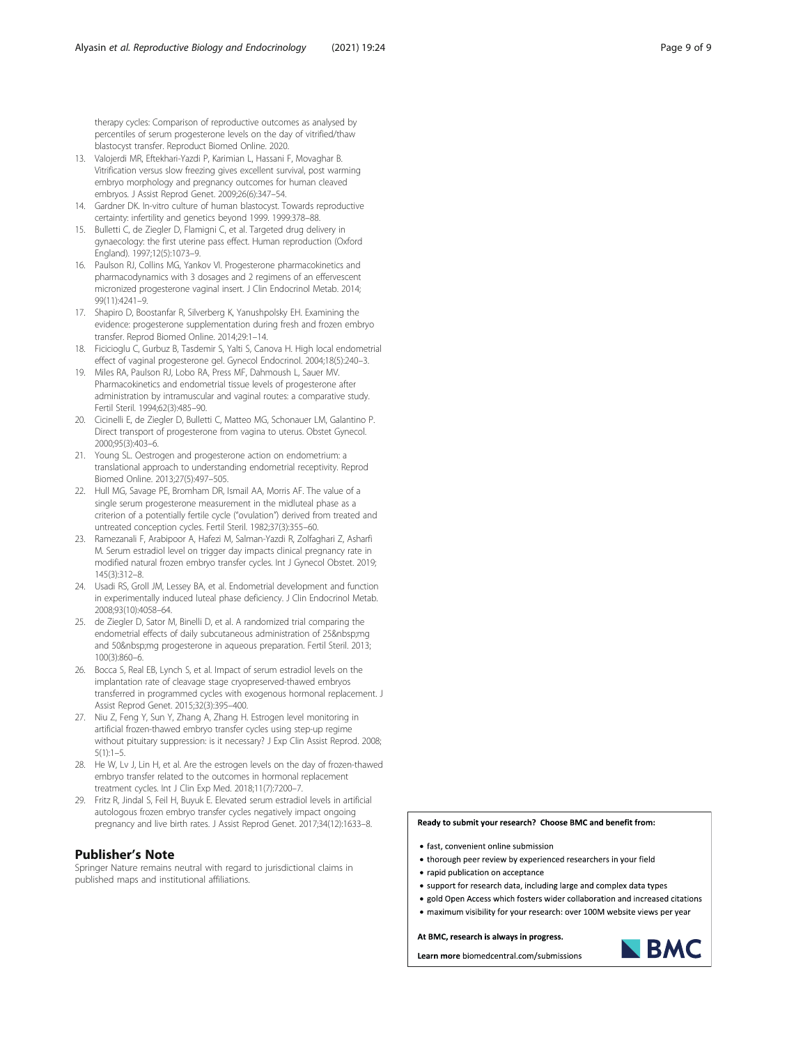therapy cycles: Comparison of reproductive outcomes as analysed by percentiles of serum progesterone levels on the day of vitrified/thaw blastocyst transfer. Reproduct Biomed Online. 2020.

13. Valojerdi MR, Eftekhari-Yazdi P, Karimian L, Hassani F, Movaghar B. Vitrification versus slow freezing gives excellent survival, post warming embryo morphology and pregnancy outcomes for human cleaved embryos. J Assist Reprod Genet. 2009;26(6):347–54.
14. Gardner DK. In-vitro culture of human blastocyst. Towards reproductive certainty: infertility and genetics beyond 1999. 1999:378–88.
15. Bulletti C, de Ziegler D, Flamigni C, et al. Targeted drug delivery in gynaecology: the first uterine pass effect. Human reproduction (Oxford England). 1997;12(5):1073–9.
16. Paulson RJ, Collins MG, Yankov VI. Progesterone pharmacokinetics and pharmacodynamics with 3 dosages and 2 regimens of an effervescent micronized progesterone vaginal insert. J Clin Endocrinol Metab. 2014; 99(11):4241–9.
17. Shapiro D, Boostanfar R, Silverberg K, Yanushpolsky EH. Examining the evidence: progesterone supplementation during fresh and frozen embryo transfer. Reprod Biomed Online. 2014;29:1–14.
18. Ficicioglu C, Gurbuz B, Tasdemir S, Yalti S, Canova H. High local endometrial effect of vaginal progesterone gel. Gynecol Endocrinol. 2004;18(5):240–3.
19. Miles RA, Paulson RJ, Lobo RA, Press MF, Dahmoush L, Sauer MV. Pharmacokinetics and endometrial tissue levels of progesterone after administration by intramuscular and vaginal routes: a comparative study. Fertil Steril. 1994;62(3):485–90.
20. Cicinelli E, de Ziegler D, Bulletti C, Matteo MG, Schonauer LM, Galantino P. Direct transport of progesterone from vagina to uterus. Obstet Gynecol. 2000;95(3):403–6.
21. Young SL. Oestrogen and progesterone action on endometrium: a translational approach to understanding endometrial receptivity. Reprod Biomed Online. 2013;27(5):497–505.
22. Hull MG, Savage PE, Bromham DR, Ismail AA, Morris AF. The value of a single serum progesterone measurement in the midluteal phase as a criterion of a potentially fertile cycle ("ovulation") derived from treated and untreated conception cycles. Fertil Steril. 1982;37(3):355–60.
23. Ramezanali F, Arabipoor A, Hafezi M, Salman-Yazdi R, Zolfaghari Z, Asharfi M. Serum estradiol level on trigger day impacts clinical pregnancy rate in modified natural frozen embryo transfer cycles. Int J Gynecol Obstet. 2019; 145(3):312–8.
24. Usadi RS, Groll JM, Lessey BA, et al. Endometrial development and function in experimentally induced luteal phase deficiency. J Clin Endocrinol Metab. 2008;93(10):4058–64.
25. de Ziegler D, Sator M, Binelli D, et al. A randomized trial comparing the endometrial effects of daily subcutaneous administration of 25&nbsp;mg and 50&nbsp;mg progesterone in aqueous preparation. Fertil Steril. 2013; 100(3):860–6.
26. Bocca S, Real EB, Lynch S, et al. Impact of serum estradiol levels on the implantation rate of cleavage stage cryopreserved-thawed embryos transferred in programmed cycles with exogenous hormonal replacement. J Assist Reprod Genet. 2015;32(3):395–400.
27. Niu Z, Feng Y, Sun Y, Zhang A, Zhang H. Estrogen level monitoring in artificial frozen-thawed embryo transfer cycles using step-up regime without pituitary suppression: is it necessary? J Exp Clin Assist Reprod. 2008; 5(1):1–5.
28. He W, Lv J, Lin H, et al. Are the estrogen levels on the day of frozen-thawed embryo transfer related to the outcomes in hormonal replacement treatment cycles. Int J Clin Exp Med. 2018;11(7):7200–7.
29. Fritz R, Jindal S, Feil H, Buyuk E. Elevated serum estradiol levels in artificial autologous frozen embryo transfer cycles negatively impact ongoing pregnancy and live birth rates. J Assist Reprod Genet. 2017;34(12):1633–8.

## Publisher's Note

Springer Nature remains neutral with regard to jurisdictional claims in published maps and institutional affiliations.

**Ready to submit your research? Choose BMC and benefit from:**

- fast, convenient online submission
- thorough peer review by experienced researchers in your field
- rapid publication on acceptance
- support for research data, including large and complex data types
- gold Open Access which fosters wider collaboration and increased citations
- maximum visibility for your research: over 100M website views per year

**At BMC, research is always in progress.**

**Learn more** biomedcentral.com/submissions

BMC